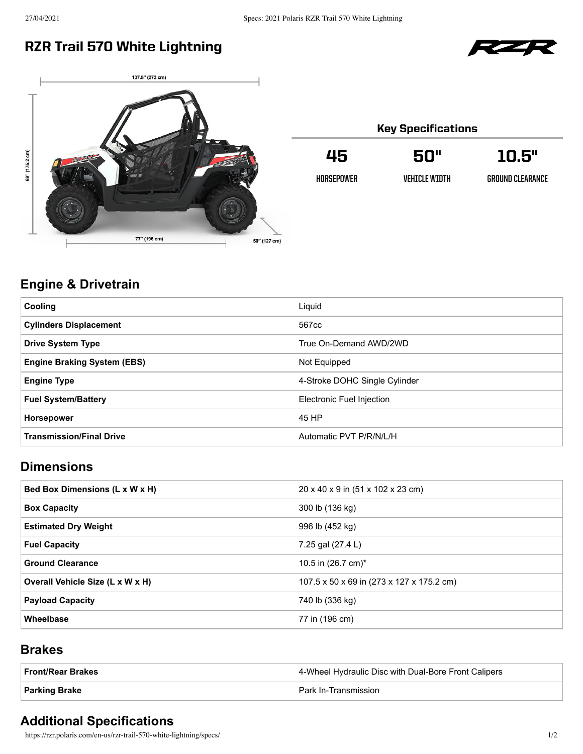# RZR Trail 570 White Lightning

107.5" (273 cm)

69" (175.2 cm)

77" (196 cm)

50" (127 cm)

## Key Specifications

| 45 | 50" | 10.5" |
| --- | --- | --- |
| HORSEPOWER | VEHICLE WIDTH | GROUND CLEARANCE |

## Engine & Drivetrain

| | |
| --- | --- |
| **Cooling** | Liquid |
| **Cylinders Displacement** | 567cc |
| **Drive System Type** | True On-Demand AWD/2WD |
| **Engine Braking System (EBS)** | Not Equipped |
| **Engine Type** | 4-Stroke DOHC Single Cylinder |
| **Fuel System/Battery** | Electronic Fuel Injection |
| **Horsepower** | 45 HP |
| **Transmission/Final Drive** | Automatic PVT P/R/N/L/H |

## Dimensions

| | |
| --- | --- |
| **Bed Box Dimensions (L x W x H)** | 20 x 40 x 9 in (51 x 102 x 23 cm) |
| **Box Capacity** | 300 lb (136 kg) |
| **Estimated Dry Weight** | 996 lb (452 kg) |
| **Fuel Capacity** | 7.25 gal (27.4 L) |
| **Ground Clearance** | 10.5 in (26.7 cm)* |
| **Overall Vehicle Size (L x W x H)** | 107.5 x 50 x 69 in (273 x 127 x 175.2 cm) |
| **Payload Capacity** | 740 lb (336 kg) |
| **Wheelbase** | 77 in (196 cm) |

## Brakes

| | |
| --- | --- |
| **Front/Rear Brakes** | 4-Wheel Hydraulic Disc with Dual-Bore Front Calipers |
| **Parking Brake** | Park In-Transmission |

## Additional Specifications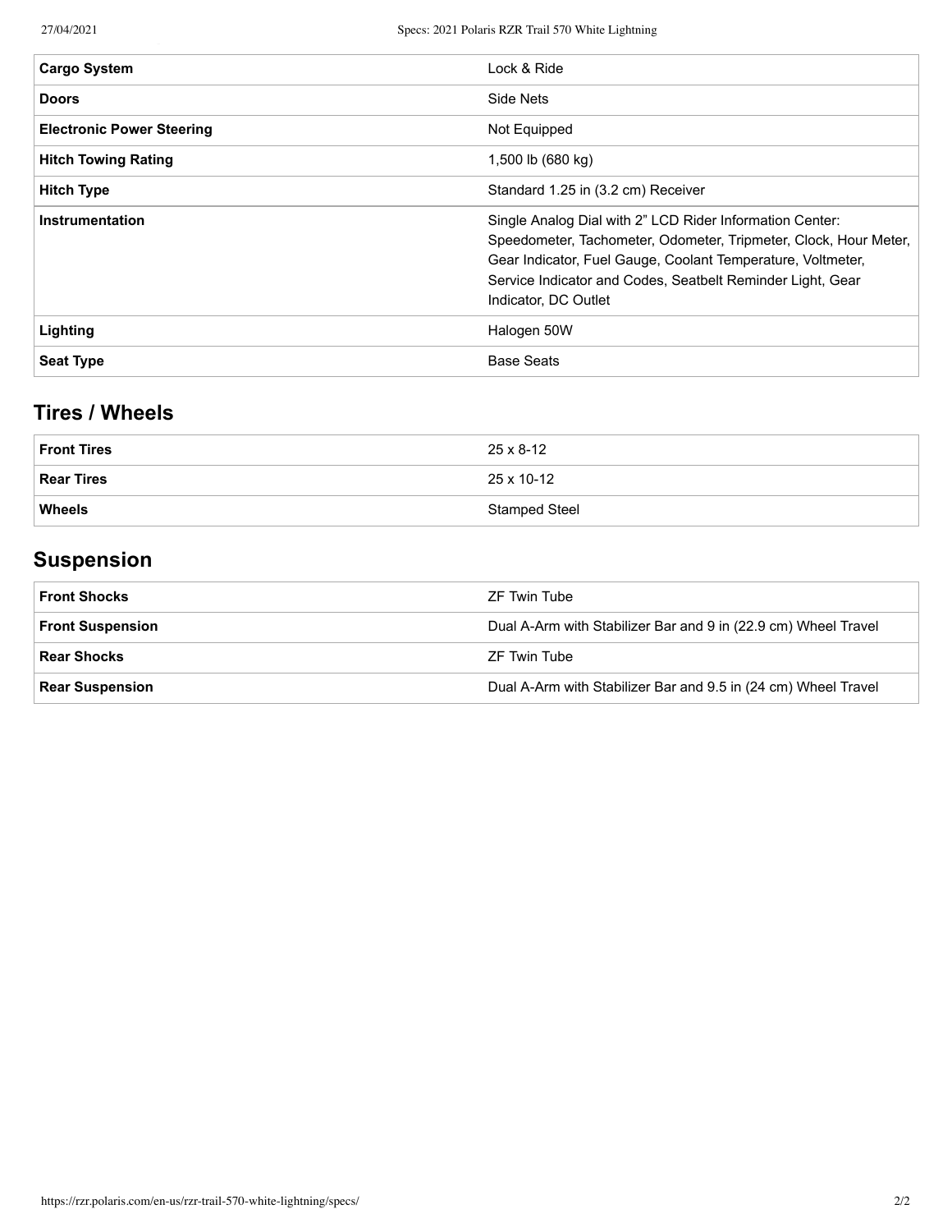| | |
|---|---|
| **Cargo System** | Lock & Ride |
| **Doors** | Side Nets |
| **Electronic Power Steering** | Not Equipped |
| **Hitch Towing Rating** | 1,500 lb (680 kg) |
| **Hitch Type** | Standard 1.25 in (3.2 cm) Receiver |
| **Instrumentation** | Single Analog Dial with 2" LCD Rider Information Center: Speedometer, Tachometer, Odometer, Tripmeter, Clock, Hour Meter, Gear Indicator, Fuel Gauge, Coolant Temperature, Voltmeter, Service Indicator and Codes, Seatbelt Reminder Light, Gear Indicator, DC Outlet |
| **Lighting** | Halogen 50W |
| **Seat Type** | Base Seats |

## Tires / Wheels

| | |
|---|---|
| **Front Tires** | 25 x 8-12 |
| **Rear Tires** | 25 x 10-12 |
| **Wheels** | Stamped Steel |

## Suspension

| | |
|---|---|
| **Front Shocks** | ZF Twin Tube |
| **Front Suspension** | Dual A-Arm with Stabilizer Bar and 9 in (22.9 cm) Wheel Travel |
| **Rear Shocks** | ZF Twin Tube |
| **Rear Suspension** | Dual A-Arm with Stabilizer Bar and 9.5 in (24 cm) Wheel Travel |